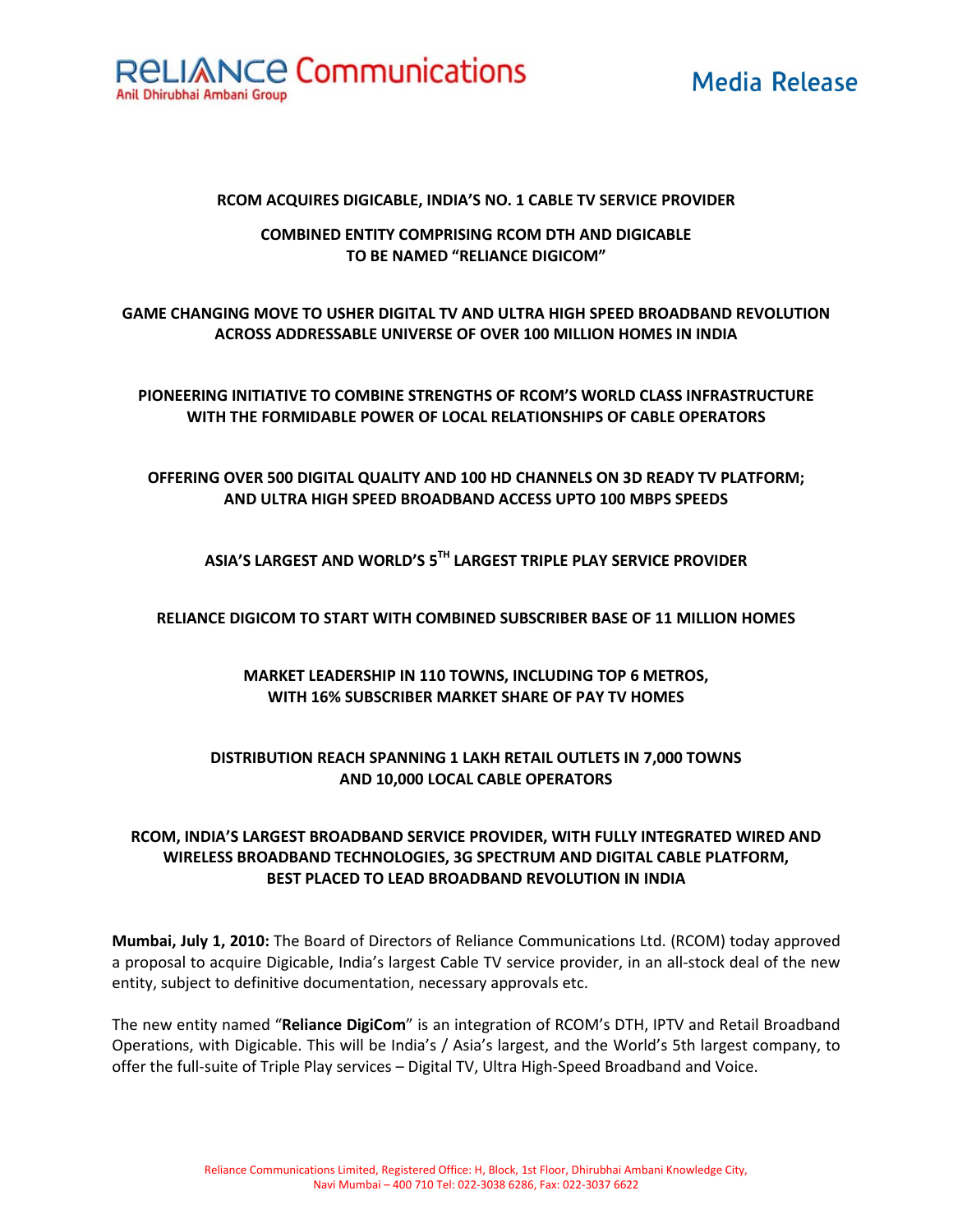**RELIANCE Communications**
Anil Dhirubhai Ambani Group

**Media Release**

## RCOM ACQUIRES DIGICABLE, INDIA'S NO. 1 CABLE TV SERVICE PROVIDER

### COMBINED ENTITY COMPRISING RCOM DTH AND DIGICABLE TO BE NAMED "RELIANCE DIGICOM"

### GAME CHANGING MOVE TO USHER DIGITAL TV AND ULTRA HIGH SPEED BROADBAND REVOLUTION ACROSS ADDRESSABLE UNIVERSE OF OVER 100 MILLION HOMES IN INDIA

### PIONEERING INITIATIVE TO COMBINE STRENGTHS OF RCOM'S WORLD CLASS INFRASTRUCTURE WITH THE FORMIDABLE POWER OF LOCAL RELATIONSHIPS OF CABLE OPERATORS

### OFFERING OVER 500 DIGITAL QUALITY AND 100 HD CHANNELS ON 3D READY TV PLATFORM; AND ULTRA HIGH SPEED BROADBAND ACCESS UPTO 100 MBPS SPEEDS

### ASIA'S LARGEST AND WORLD'S 5TH LARGEST TRIPLE PLAY SERVICE PROVIDER

### RELIANCE DIGICOM TO START WITH COMBINED SUBSCRIBER BASE OF 11 MILLION HOMES

### MARKET LEADERSHIP IN 110 TOWNS, INCLUDING TOP 6 METROS, WITH 16% SUBSCRIBER MARKET SHARE OF PAY TV HOMES

### DISTRIBUTION REACH SPANNING 1 LAKH RETAIL OUTLETS IN 7,000 TOWNS AND 10,000 LOCAL CABLE OPERATORS

### RCOM, INDIA'S LARGEST BROADBAND SERVICE PROVIDER, WITH FULLY INTEGRATED WIRED AND WIRELESS BROADBAND TECHNOLOGIES, 3G SPECTRUM AND DIGITAL CABLE PLATFORM, BEST PLACED TO LEAD BROADBAND REVOLUTION IN INDIA

**Mumbai, July 1, 2010:** The Board of Directors of Reliance Communications Ltd. (RCOM) today approved a proposal to acquire Digicable, India's largest Cable TV service provider, in an all-stock deal of the new entity, subject to definitive documentation, necessary approvals etc.

The new entity named "**Reliance DigiCom**" is an integration of RCOM's DTH, IPTV and Retail Broadband Operations, with Digicable. This will be India's / Asia's largest, and the World's 5th largest company, to offer the full-suite of Triple Play services – Digital TV, Ultra High-Speed Broadband and Voice.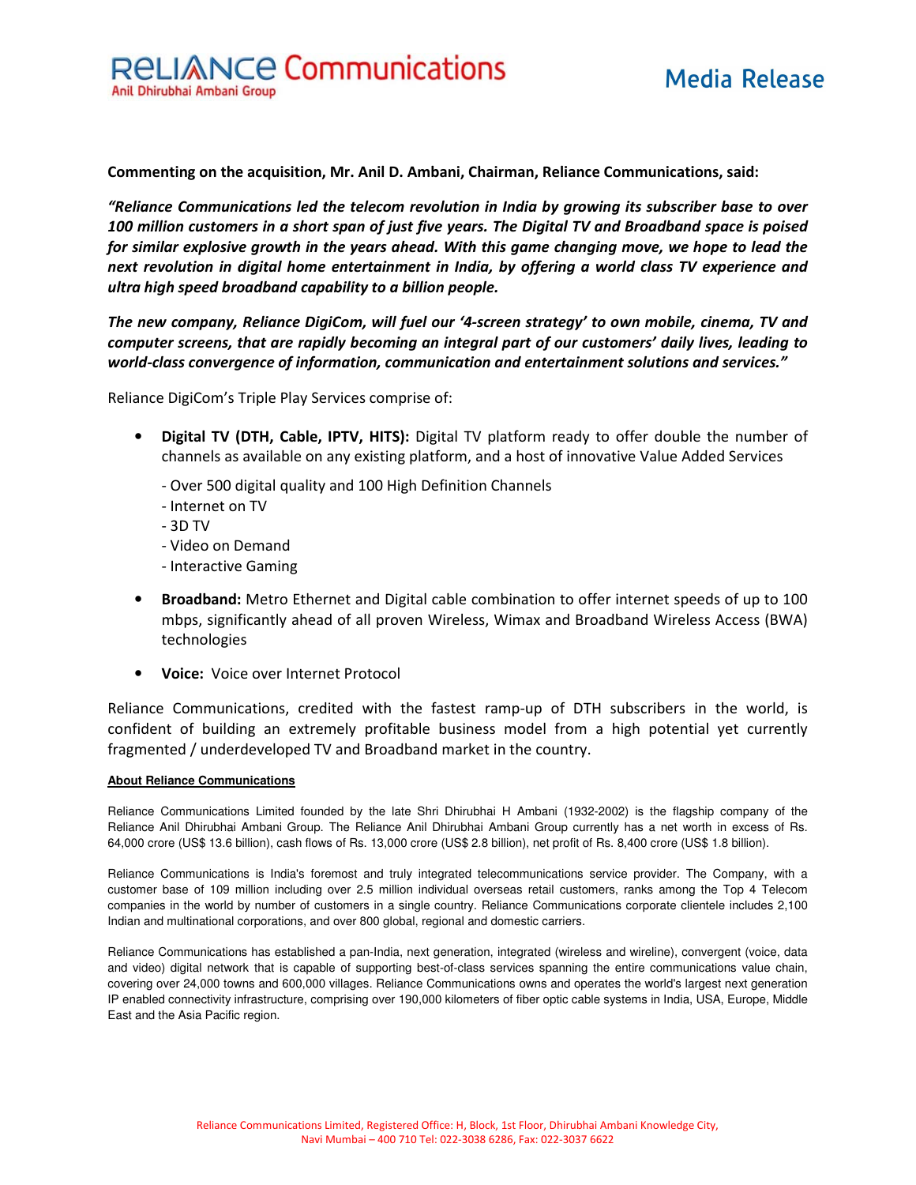**Commenting on the acquisition, Mr. Anil D. Ambani, Chairman, Reliance Communications, said:**

***"Reliance Communications led the telecom revolution in India by growing its subscriber base to over 100 million customers in a short span of just five years. The Digital TV and Broadband space is poised for similar explosive growth in the years ahead. With this game changing move, we hope to lead the next revolution in digital home entertainment in India, by offering a world class TV experience and ultra high speed broadband capability to a billion people.***

***The new company, Reliance DigiCom, will fuel our '4-screen strategy' to own mobile, cinema, TV and computer screens, that are rapidly becoming an integral part of our customers' daily lives, leading to world-class convergence of information, communication and entertainment solutions and services."***

Reliance DigiCom's Triple Play Services comprise of:

- **Digital TV (DTH, Cable, IPTV, HITS):** Digital TV platform ready to offer double the number of channels as available on any existing platform, and a host of innovative Value Added Services
  - Over 500 digital quality and 100 High Definition Channels
  - Internet on TV
  - 3D TV
  - Video on Demand
  - Interactive Gaming
- **Broadband:** Metro Ethernet and Digital cable combination to offer internet speeds of up to 100 mbps, significantly ahead of all proven Wireless, Wimax and Broadband Wireless Access (BWA) technologies
- **Voice:** Voice over Internet Protocol

Reliance Communications, credited with the fastest ramp-up of DTH subscribers in the world, is confident of building an extremely profitable business model from a high potential yet currently fragmented / underdeveloped TV and Broadband market in the country.

**About Reliance Communications**

Reliance Communications Limited founded by the late Shri Dhirubhai H Ambani (1932-2002) is the flagship company of the Reliance Anil Dhirubhai Ambani Group. The Reliance Anil Dhirubhai Ambani Group currently has a net worth in excess of Rs. 64,000 crore (US$ 13.6 billion), cash flows of Rs. 13,000 crore (US$ 2.8 billion), net profit of Rs. 8,400 crore (US$ 1.8 billion).

Reliance Communications is India's foremost and truly integrated telecommunications service provider. The Company, with a customer base of 109 million including over 2.5 million individual overseas retail customers, ranks among the Top 4 Telecom companies in the world by number of customers in a single country. Reliance Communications corporate clientele includes 2,100 Indian and multinational corporations, and over 800 global, regional and domestic carriers.

Reliance Communications has established a pan-India, next generation, integrated (wireless and wireline), convergent (voice, data and video) digital network that is capable of supporting best-of-class services spanning the entire communications value chain, covering over 24,000 towns and 600,000 villages. Reliance Communications owns and operates the world's largest next generation IP enabled connectivity infrastructure, comprising over 190,000 kilometers of fiber optic cable systems in India, USA, Europe, Middle East and the Asia Pacific region.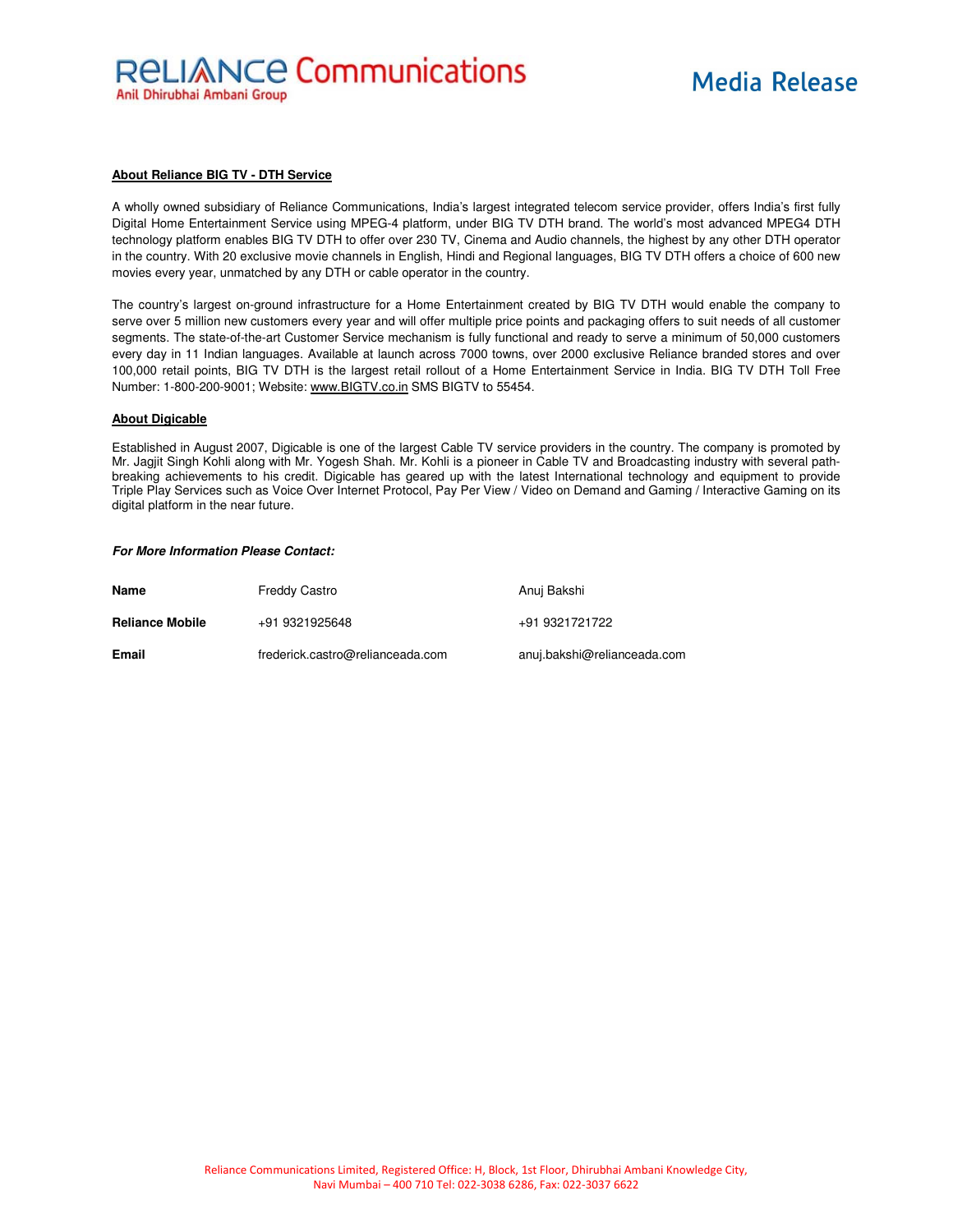**About Reliance BIG TV - DTH Service**

A wholly owned subsidiary of Reliance Communications, India's largest integrated telecom service provider, offers India's first fully Digital Home Entertainment Service using MPEG-4 platform, under BIG TV DTH brand. The world's most advanced MPEG4 DTH technology platform enables BIG TV DTH to offer over 230 TV, Cinema and Audio channels, the highest by any other DTH operator in the country. With 20 exclusive movie channels in English, Hindi and Regional languages, BIG TV DTH offers a choice of 600 new movies every year, unmatched by any DTH or cable operator in the country.

The country's largest on-ground infrastructure for a Home Entertainment created by BIG TV DTH would enable the company to serve over 5 million new customers every year and will offer multiple price points and packaging offers to suit needs of all customer segments. The state-of-the-art Customer Service mechanism is fully functional and ready to serve a minimum of 50,000 customers every day in 11 Indian languages. Available at launch across 7000 towns, over 2000 exclusive Reliance branded stores and over 100,000 retail points, BIG TV DTH is the largest retail rollout of a Home Entertainment Service in India. BIG TV DTH Toll Free Number: 1-800-200-9001; Website: www.BIGTV.co.in SMS BIGTV to 55454.

**About Digicable**

Established in August 2007, Digicable is one of the largest Cable TV service providers in the country. The company is promoted by Mr. Jagjit Singh Kohli along with Mr. Yogesh Shah. Mr. Kohli is a pioneer in Cable TV and Broadcasting industry with several path-breaking achievements to his credit. Digicable has geared up with the latest International technology and equipment to provide Triple Play Services such as Voice Over Internet Protocol, Pay Per View / Video on Demand and Gaming / Interactive Gaming on its digital platform in the near future.

***For More Information Please Contact:***

| | | |
|---|---|---|
| **Name** | Freddy Castro | Anuj Bakshi |
| **Reliance Mobile** | +91 9321925648 | +91 9321721722 |
| **Email** | frederick.castro@relianceada.com | anuj.bakshi@relianceada.com |